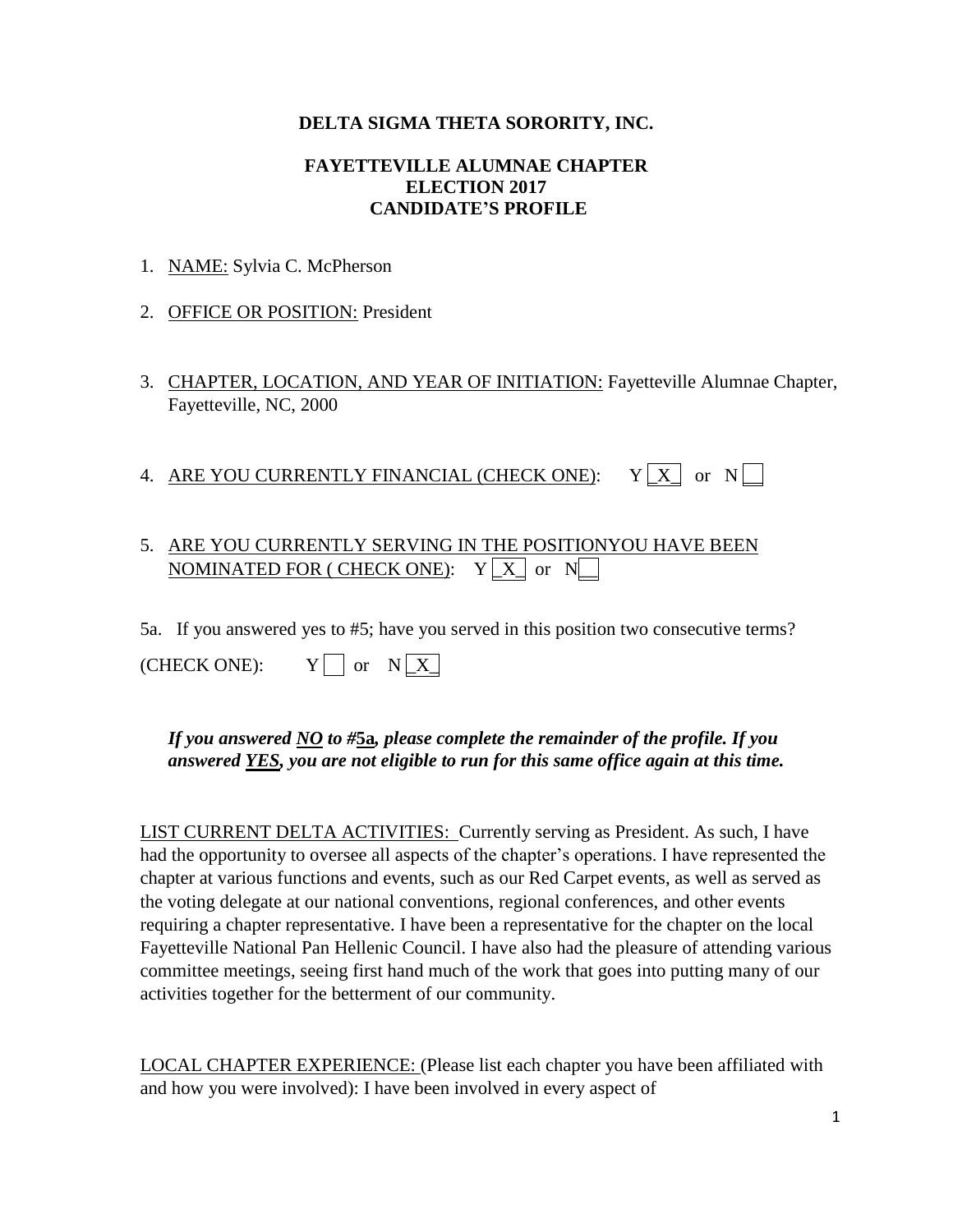**DELTA SIGMA THETA SORORITY, INC.**

**FAYETTEVILLE ALUMNAE CHAPTER**
**ELECTION 2017**
**CANDIDATE'S PROFILE**

1. NAME: Sylvia C. McPherson

2. OFFICE OR POSITION: President

3. CHAPTER, LOCATION, AND YEAR OF INITIATION: Fayetteville Alumnae Chapter, Fayetteville, NC, 2000

4. ARE YOU CURRENTLY FINANCIAL (CHECK ONE): Y [_X_] or N [__]

5. ARE YOU CURRENTLY SERVING IN THE POSITIONYOU HAVE BEEN NOMINATED FOR ( CHECK ONE): Y [_X_] or N[__]

5a. If you answered yes to #5; have you served in this position two consecutive terms?

(CHECK ONE): Y [ ] or N [_X_]

***If you answered NO to #5a, please complete the remainder of the profile. If you answered YES, you are not eligible to run for this same office again at this time.***

LIST CURRENT DELTA ACTIVITIES: Currently serving as President. As such, I have had the opportunity to oversee all aspects of the chapter's operations. I have represented the chapter at various functions and events, such as our Red Carpet events, as well as served as the voting delegate at our national conventions, regional conferences, and other events requiring a chapter representative. I have been a representative for the chapter on the local Fayetteville National Pan Hellenic Council. I have also had the pleasure of attending various committee meetings, seeing first hand much of the work that goes into putting many of our activities together for the betterment of our community.

LOCAL CHAPTER EXPERIENCE: (Please list each chapter you have been affiliated with and how you were involved): I have been involved in every aspect of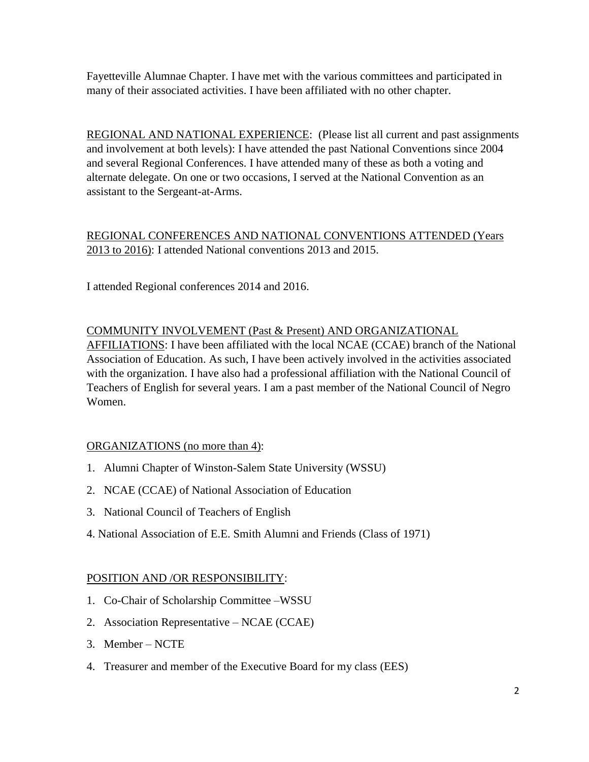Fayetteville Alumnae Chapter. I have met with the various committees and participated in many of their associated activities. I have been affiliated with no other chapter.

<u>REGIONAL AND NATIONAL EXPERIENCE</u>: (Please list all current and past assignments and involvement at both levels): I have attended the past National Conventions since 2004 and several Regional Conferences. I have attended many of these as both a voting and alternate delegate. On one or two occasions, I served at the National Convention as an assistant to the Sergeant-at-Arms.

<u>REGIONAL CONFERENCES AND NATIONAL CONVENTIONS ATTENDED (Years 2013 to 2016)</u>: I attended National conventions 2013 and 2015.

I attended Regional conferences 2014 and 2016.

<u>COMMUNITY INVOLVEMENT (Past & Present) AND ORGANIZATIONAL AFFILIATIONS</u>: I have been affiliated with the local NCAE (CCAE) branch of the National Association of Education. As such, I have been actively involved in the activities associated with the organization. I have also had a professional affiliation with the National Council of Teachers of English for several years. I am a past member of the National Council of Negro Women.

<u>ORGANIZATIONS (no more than 4)</u>:

1. Alumni Chapter of Winston-Salem State University (WSSU)
2. NCAE (CCAE) of National Association of Education
3. National Council of Teachers of English
4. National Association of E.E. Smith Alumni and Friends (Class of 1971)

<u>POSITION AND /OR RESPONSIBILITY</u>:

1. Co-Chair of Scholarship Committee –WSSU
2. Association Representative – NCAE (CCAE)
3. Member – NCTE
4. Treasurer and member of the Executive Board for my class (EES)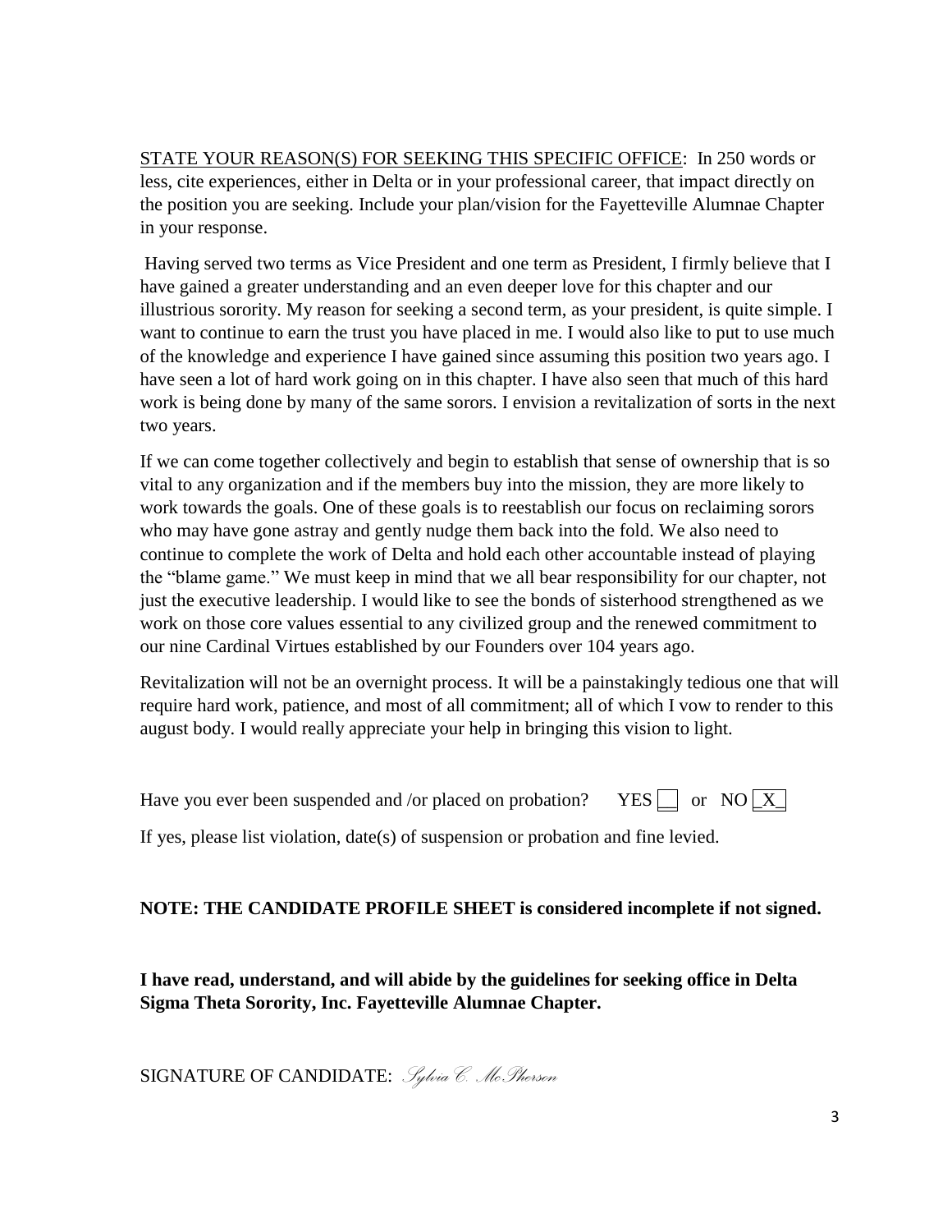<u>STATE YOUR REASON(S) FOR SEEKING THIS SPECIFIC OFFICE</u>: In 250 words or less, cite experiences, either in Delta or in your professional career, that impact directly on the position you are seeking. Include your plan/vision for the Fayetteville Alumnae Chapter in your response.

Having served two terms as Vice President and one term as President, I firmly believe that I have gained a greater understanding and an even deeper love for this chapter and our illustrious sorority. My reason for seeking a second term, as your president, is quite simple. I want to continue to earn the trust you have placed in me. I would also like to put to use much of the knowledge and experience I have gained since assuming this position two years ago. I have seen a lot of hard work going on in this chapter. I have also seen that much of this hard work is being done by many of the same sorors. I envision a revitalization of sorts in the next two years.

If we can come together collectively and begin to establish that sense of ownership that is so vital to any organization and if the members buy into the mission, they are more likely to work towards the goals. One of these goals is to reestablish our focus on reclaiming sorors who may have gone astray and gently nudge them back into the fold. We also need to continue to complete the work of Delta and hold each other accountable instead of playing the "blame game." We must keep in mind that we all bear responsibility for our chapter, not just the executive leadership. I would like to see the bonds of sisterhood strengthened as we work on those core values essential to any civilized group and the renewed commitment to our nine Cardinal Virtues established by our Founders over 104 years ago.

Revitalization will not be an overnight process. It will be a painstakingly tedious one that will require hard work, patience, and most of all commitment; all of which I vow to render to this august body. I would really appreciate your help in bringing this vision to light.

Have you ever been suspended and /or placed on probation? YES [ ] or NO [X]

If yes, please list violation, date(s) of suspension or probation and fine levied.

**NOTE: THE CANDIDATE PROFILE SHEET is considered incomplete if not signed.**

**I have read, understand, and will abide by the guidelines for seeking office in Delta Sigma Theta Sorority, Inc. Fayetteville Alumnae Chapter.**

SIGNATURE OF CANDIDATE: *Sylvia C. McPherson*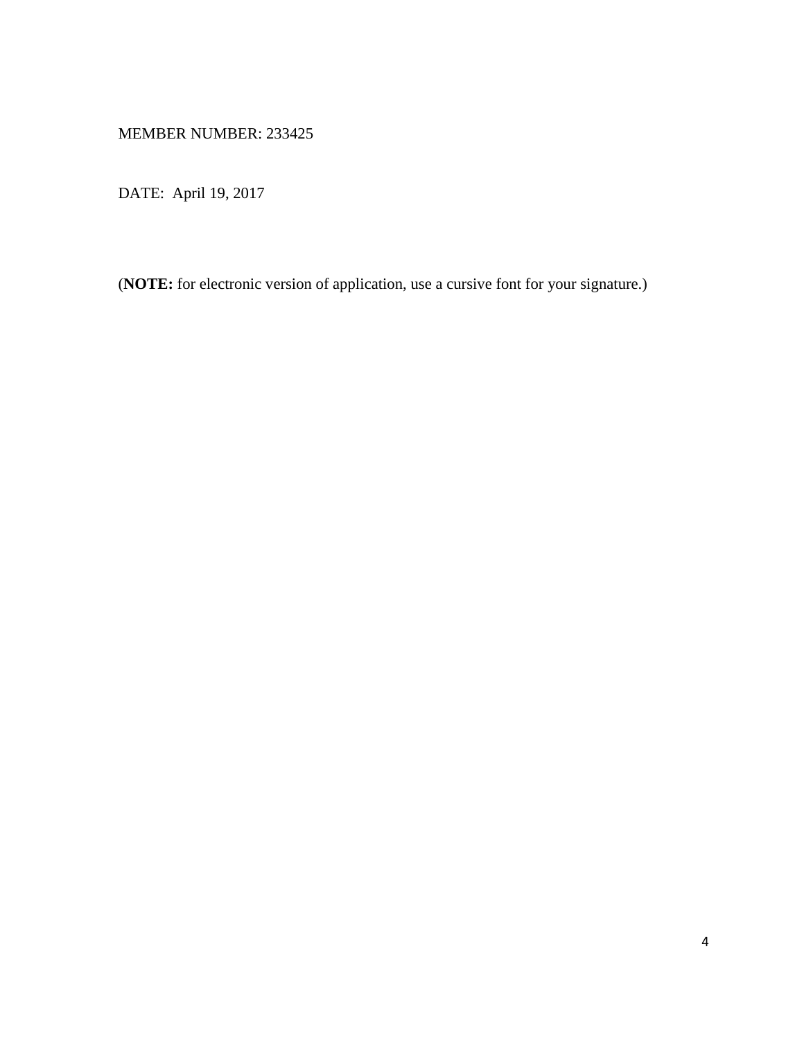MEMBER NUMBER: 233425

DATE:  April 19, 2017

(**NOTE:** for electronic version of application, use a cursive font for your signature.)